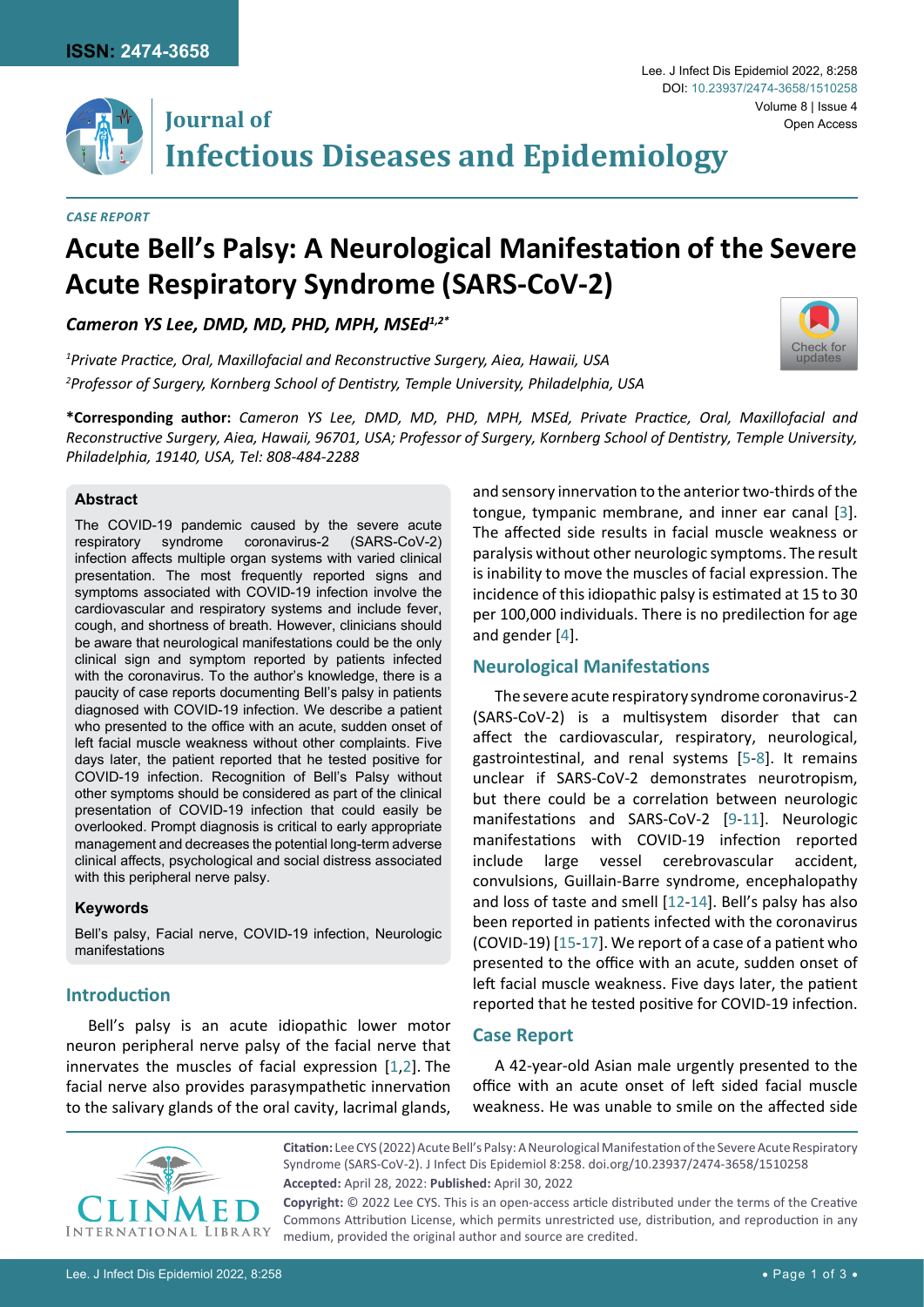*CASE REPORT*

# Acute Bell's Palsy: A Neurological Manifestation of the Severe Acute Respiratory Syndrome (SARS-CoV-2)

***Cameron YS Lee, DMD, MD, PHD, MPH, MSEd[1,2]****

*[1]Private Practice, Oral, Maxillofacial and Reconstructive Surgery, Aiea, Hawaii, USA*
*[2]Professor of Surgery, Kornberg School of Dentistry, Temple University, Philadelphia, USA*

**\*Corresponding author:** *Cameron YS Lee, DMD, MD, PHD, MPH, MSEd, Private Practice, Oral, Maxillofacial and Reconstructive Surgery, Aiea, Hawaii, 96701, USA; Professor of Surgery, Kornberg School of Dentistry, Temple University, Philadelphia, 19140, USA, Tel: 808-484-2288*

### Abstract

The COVID-19 pandemic caused by the severe acute respiratory syndrome coronavirus-2 (SARS-CoV-2) infection affects multiple organ systems with varied clinical presentation. The most frequently reported signs and symptoms associated with COVID-19 infection involve the cardiovascular and respiratory systems and include fever, cough, and shortness of breath. However, clinicians should be aware that neurological manifestations could be the only clinical sign and symptom reported by patients infected with the coronavirus. To the author's knowledge, there is a paucity of case reports documenting Bell's palsy in patients diagnosed with COVID-19 infection. We describe a patient who presented to the office with an acute, sudden onset of left facial muscle weakness without other complaints. Five days later, the patient reported that he tested positive for COVID-19 infection. Recognition of Bell's Palsy without other symptoms should be considered as part of the clinical presentation of COVID-19 infection that could easily be overlooked. Prompt diagnosis is critical to early appropriate management and decreases the potential long-term adverse clinical affects, psychological and social distress associated with this peripheral nerve palsy.

### Keywords

Bell's palsy, Facial nerve, COVID-19 infection, Neurologic manifestations

## Introduction

Bell's palsy is an acute idiopathic lower motor neuron peripheral nerve palsy of the facial nerve that innervates the muscles of facial expression [1,2]. The facial nerve also provides parasympathetic innervation to the salivary glands of the oral cavity, lacrimal glands, and sensory innervation to the anterior two-thirds of the tongue, tympanic membrane, and inner ear canal [3]. The affected side results in facial muscle weakness or paralysis without other neurologic symptoms. The result is inability to move the muscles of facial expression. The incidence of this idiopathic palsy is estimated at 15 to 30 per 100,000 individuals. There is no predilection for age and gender [4].

## Neurological Manifestations

The severe acute respiratory syndrome coronavirus-2 (SARS-CoV-2) is a multisystem disorder that can affect the cardiovascular, respiratory, neurological, gastrointestinal, and renal systems [5-8]. It remains unclear if SARS-CoV-2 demonstrates neurotropism, but there could be a correlation between neurologic manifestations and SARS-CoV-2 [9-11]. Neurologic manifestations with COVID-19 infection reported include large vessel cerebrovascular accident, convulsions, Guillain-Barre syndrome, encephalopathy and loss of taste and smell [12-14]. Bell's palsy has also been reported in patients infected with the coronavirus (COVID-19) [15-17]. We report of a case of a patient who presented to the office with an acute, sudden onset of left facial muscle weakness. Five days later, the patient reported that he tested positive for COVID-19 infection.

## Case Report

A 42-year-old Asian male urgently presented to the office with an acute onset of left sided facial muscle weakness. He was unable to smile on the affected side

**Citation:** Lee CYS (2022) Acute Bell's Palsy: A Neurological Manifestation of the Severe Acute Respiratory Syndrome (SARS-CoV-2). J Infect Dis Epidemiol 8:258. doi.org/10.23937/2474-3658/1510258

**Accepted:** April 28, 2022: **Published:** April 30, 2022

**Copyright:** © 2022 Lee CYS. This is an open-access article distributed under the terms of the Creative Commons Attribution License, which permits unrestricted use, distribution, and reproduction in any medium, provided the original author and source are credited.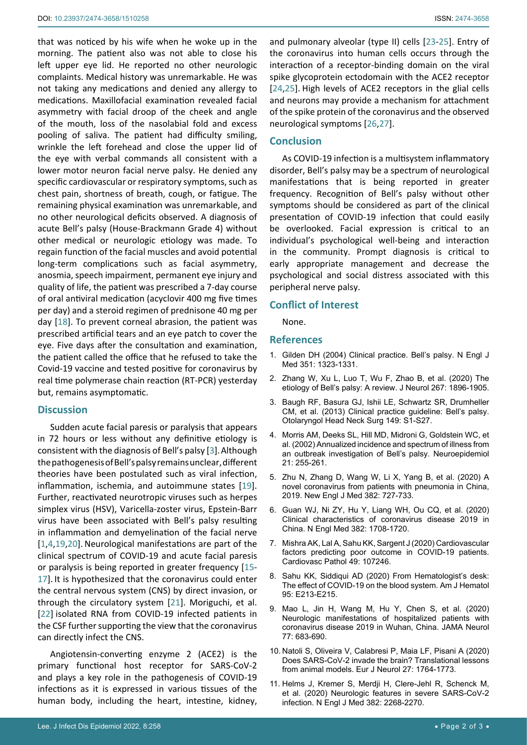that was noticed by his wife when he woke up in the morning. The patient also was not able to close his left upper eye lid. He reported no other neurologic complaints. Medical history was unremarkable. He was not taking any medications and denied any allergy to medications. Maxillofacial examination revealed facial asymmetry with facial droop of the cheek and angle of the mouth, loss of the nasolabial fold and excess pooling of saliva. The patient had difficulty smiling, wrinkle the left forehead and close the upper lid of the eye with verbal commands all consistent with a lower motor neuron facial nerve palsy. He denied any specific cardiovascular or respiratory symptoms, such as chest pain, shortness of breath, cough, or fatigue. The remaining physical examination was unremarkable, and no other neurological deficits observed. A diagnosis of acute Bell's palsy (House-Brackmann Grade 4) without other medical or neurologic etiology was made. To regain function of the facial muscles and avoid potential long-term complications such as facial asymmetry, anosmia, speech impairment, permanent eye injury and quality of life, the patient was prescribed a 7-day course of oral antiviral medication (acyclovir 400 mg five times per day) and a steroid regimen of prednisone 40 mg per day [18]. To prevent corneal abrasion, the patient was prescribed artificial tears and an eye patch to cover the eye. Five days after the consultation and examination, the patient called the office that he refused to take the Covid-19 vaccine and tested positive for coronavirus by real time polymerase chain reaction (RT-PCR) yesterday but, remains asymptomatic.

## Discussion

Sudden acute facial paresis or paralysis that appears in 72 hours or less without any definitive etiology is consistent with the diagnosis of Bell's palsy [3]. Although the pathogenesis of Bell's palsy remains unclear, different theories have been postulated such as viral infection, inflammation, ischemia, and autoimmune states [19]. Further, reactivated neurotropic viruses such as herpes simplex virus (HSV), Varicella-zoster virus, Epstein-Barr virus have been associated with Bell's palsy resulting in inflammation and demyelination of the facial nerve [1,4,19,20]. Neurological manifestations are part of the clinical spectrum of COVID-19 and acute facial paresis or paralysis is being reported in greater frequency [15-17]. It is hypothesized that the coronavirus could enter the central nervous system (CNS) by direct invasion, or through the circulatory system [21]. Moriguchi, et al. [22] isolated RNA from COVID-19 infected patients in the CSF further supporting the view that the coronavirus can directly infect the CNS.

Angiotensin-converting enzyme 2 (ACE2) is the primary functional host receptor for SARS-CoV-2 and plays a key role in the pathogenesis of COVID-19 infections as it is expressed in various tissues of the human body, including the heart, intestine, kidney, and pulmonary alveolar (type II) cells [23-25]. Entry of the coronavirus into human cells occurs through the interaction of a receptor-binding domain on the viral spike glycoprotein ectodomain with the ACE2 receptor [24,25]. High levels of ACE2 receptors in the glial cells and neurons may provide a mechanism for attachment of the spike protein of the coronavirus and the observed neurological symptoms [26,27].

## Conclusion

As COVID-19 infection is a multisystem inflammatory disorder, Bell's palsy may be a spectrum of neurological manifestations that is being reported in greater frequency. Recognition of Bell's palsy without other symptoms should be considered as part of the clinical presentation of COVID-19 infection that could easily be overlooked. Facial expression is critical to an individual's psychological well-being and interaction in the community. Prompt diagnosis is critical to early appropriate management and decrease the psychological and social distress associated with this peripheral nerve palsy.

## Conflict of Interest

None.

## References

1. Gilden DH (2004) Clinical practice. Bell's palsy. N Engl J Med 351: 1323-1331.
2. Zhang W, Xu L, Luo T, Wu F, Zhao B, et al. (2020) The etiology of Bell's palsy: A review. J Neurol 267: 1896-1905.
3. Baugh RF, Basura GJ, Ishii LE, Schwartz SR, Drumheller CM, et al. (2013) Clinical practice guideline: Bell's palsy. Otolaryngol Head Neck Surg 149: S1-S27.
4. Morris AM, Deeks SL, Hill MD, Midroni G, Goldstein WC, et al. (2002) Annualized incidence and spectrum of illness from an outbreak investigation of Bell's palsy. Neuroepidemiol 21: 255-261.
5. Zhu N, Zhang D, Wang W, Li X, Yang B, et al. (2020) A novel coronavirus from patients with pneumonia in China, 2019. New Engl J Med 382: 727-733.
6. Guan WJ, Ni ZY, Hu Y, Liang WH, Ou CQ, et al. (2020) Clinical characteristics of coronavirus disease 2019 in China. N Engl Med 382: 1708-1720.
7. Mishra AK, Lal A, Sahu KK, Sargent J (2020) Cardiovascular factors predicting poor outcome in COVID-19 patients. Cardiovasc Pathol 49: 107246.
8. Sahu KK, Siddiqui AD (2020) From Hematologist's desk: The effect of COVID-19 on the blood system. Am J Hematol 95: E213-E215.
9. Mao L, Jin H, Wang M, Hu Y, Chen S, et al. (2020) Neurologic manifestations of hospitalized patients with coronavirus disease 2019 in Wuhan, China. JAMA Neurol 77: 683-690.
10. Natoli S, Oliveira V, Calabresi P, Maia LF, Pisani A (2020) Does SARS-CoV-2 invade the brain? Translational lessons from animal models. Eur J Neurol 27: 1764-1773.
11. Helms J, Kremer S, Merdji H, Clere-Jehl R, Schenck M, et al. (2020) Neurologic features in severe SARS-CoV-2 infection. N Engl J Med 382: 2268-2270.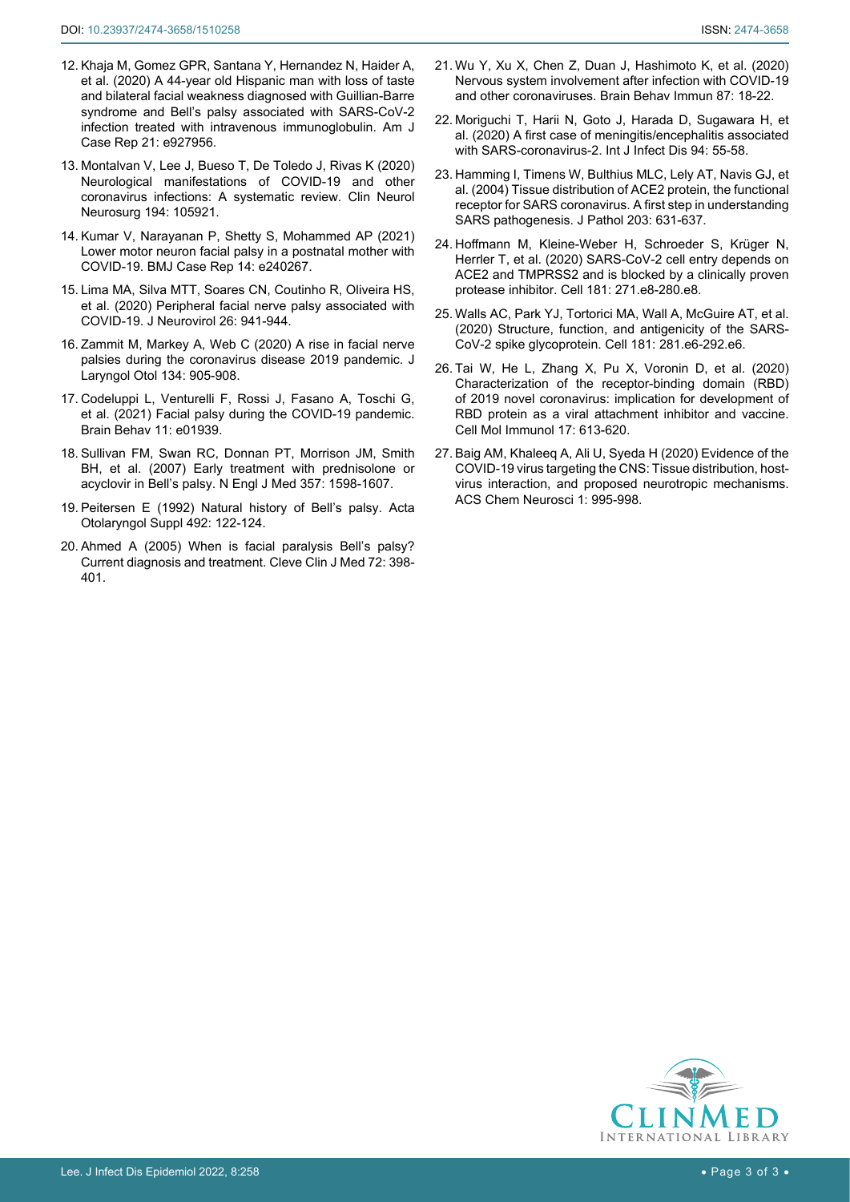12. Khaja M, Gomez GPR, Santana Y, Hernandez N, Haider A, et al. (2020) A 44-year old Hispanic man with loss of taste and bilateral facial weakness diagnosed with Guillian-Barre syndrome and Bell's palsy associated with SARS-CoV-2 infection treated with intravenous immunoglobulin. Am J Case Rep 21: e927956.
13. Montalvan V, Lee J, Bueso T, De Toledo J, Rivas K (2020) Neurological manifestations of COVID-19 and other coronavirus infections: A systematic review. Clin Neurol Neurosurg 194: 105921.
14. Kumar V, Narayanan P, Shetty S, Mohammed AP (2021) Lower motor neuron facial palsy in a postnatal mother with COVID-19. BMJ Case Rep 14: e240267.
15. Lima MA, Silva MTT, Soares CN, Coutinho R, Oliveira HS, et al. (2020) Peripheral facial nerve palsy associated with COVID-19. J Neurovirol 26: 941-944.
16. Zammit M, Markey A, Web C (2020) A rise in facial nerve palsies during the coronavirus disease 2019 pandemic. J Laryngol Otol 134: 905-908.
17. Codeluppi L, Venturelli F, Rossi J, Fasano A, Toschi G, et al. (2021) Facial palsy during the COVID-19 pandemic. Brain Behav 11: e01939.
18. Sullivan FM, Swan RC, Donnan PT, Morrison JM, Smith BH, et al. (2007) Early treatment with prednisolone or acyclovir in Bell's palsy. N Engl J Med 357: 1598-1607.
19. Peitersen E (1992) Natural history of Bell's palsy. Acta Otolaryngol Suppl 492: 122-124.
20. Ahmed A (2005) When is facial paralysis Bell's palsy? Current diagnosis and treatment. Cleve Clin J Med 72: 398-401.
21. Wu Y, Xu X, Chen Z, Duan J, Hashimoto K, et al. (2020) Nervous system involvement after infection with COVID-19 and other coronaviruses. Brain Behav Immun 87: 18-22.
22. Moriguchi T, Harii N, Goto J, Harada D, Sugawara H, et al. (2020) A first case of meningitis/encephalitis associated with SARS-coronavirus-2. Int J Infect Dis 94: 55-58.
23. Hamming I, Timens W, Bulthius MLC, Lely AT, Navis GJ, et al. (2004) Tissue distribution of ACE2 protein, the functional receptor for SARS coronavirus. A first step in understanding SARS pathogenesis. J Pathol 203: 631-637.
24. Hoffmann M, Kleine-Weber H, Schroeder S, Krüger N, Herrler T, et al. (2020) SARS-CoV-2 cell entry depends on ACE2 and TMPRSS2 and is blocked by a clinically proven protease inhibitor. Cell 181: 271.e8-280.e8.
25. Walls AC, Park YJ, Tortorici MA, Wall A, McGuire AT, et al. (2020) Structure, function, and antigenicity of the SARS-CoV-2 spike glycoprotein. Cell 181: 281.e6-292.e6.
26. Tai W, He L, Zhang X, Pu X, Voronin D, et al. (2020) Characterization of the receptor-binding domain (RBD) of 2019 novel coronavirus: implication for development of RBD protein as a viral attachment inhibitor and vaccine. Cell Mol Immunol 17: 613-620.
27. Baig AM, Khaleeq A, Ali U, Syeda H (2020) Evidence of the COVID-19 virus targeting the CNS: Tissue distribution, host-virus interaction, and proposed neurotropic mechanisms. ACS Chem Neurosci 1: 995-998.